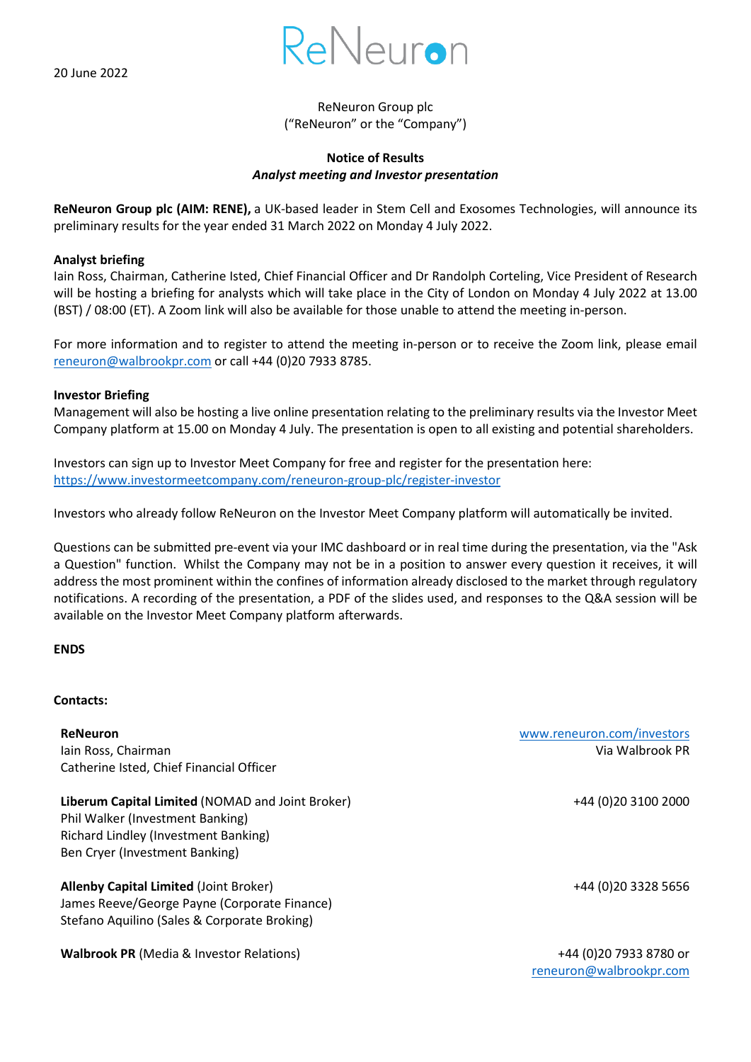20 June 2022

ReNeuron

ReNeuron Group plc
("ReNeuron" or the "Company")

**Notice of Results**
***Analyst meeting and Investor presentation***

**ReNeuron Group plc (AIM: RENE),** a UK-based leader in Stem Cell and Exosomes Technologies, will announce its preliminary results for the year ended 31 March 2022 on Monday 4 July 2022.

**Analyst briefing**
Iain Ross, Chairman, Catherine Isted, Chief Financial Officer and Dr Randolph Corteling, Vice President of Research will be hosting a briefing for analysts which will take place in the City of London on Monday 4 July 2022 at 13.00 (BST) / 08:00 (ET). A Zoom link will also be available for those unable to attend the meeting in-person.

For more information and to register to attend the meeting in-person or to receive the Zoom link, please email reneuron@walbrookpr.com or call +44 (0)20 7933 8785.

**Investor Briefing**
Management will also be hosting a live online presentation relating to the preliminary results via the Investor Meet Company platform at 15.00 on Monday 4 July. The presentation is open to all existing and potential shareholders.

Investors can sign up to Investor Meet Company for free and register for the presentation here:
https://www.investormeetcompany.com/reneuron-group-plc/register-investor

Investors who already follow ReNeuron on the Investor Meet Company platform will automatically be invited.

Questions can be submitted pre-event via your IMC dashboard or in real time during the presentation, via the "Ask a Question" function. Whilst the Company may not be in a position to answer every question it receives, it will address the most prominent within the confines of information already disclosed to the market through regulatory notifications. A recording of the presentation, a PDF of the slides used, and responses to the Q&A session will be available on the Investor Meet Company platform afterwards.

**ENDS**

**Contacts:**

| | |
|---|---|
| **ReNeuron**<br>Iain Ross, Chairman<br>Catherine Isted, Chief Financial Officer | www.reneuron.com/investors<br>Via Walbrook PR |
| **Liberum Capital Limited** (NOMAD and Joint Broker)<br>Phil Walker (Investment Banking)<br>Richard Lindley (Investment Banking)<br>Ben Cryer (Investment Banking) | +44 (0)20 3100 2000 |
| **Allenby Capital Limited** (Joint Broker)<br>James Reeve/George Payne (Corporate Finance)<br>Stefano Aquilino (Sales & Corporate Broking) | +44 (0)20 3328 5656 |
| **Walbrook PR** (Media & Investor Relations) | +44 (0)20 7933 8780 or<br>reneuron@walbrookpr.com |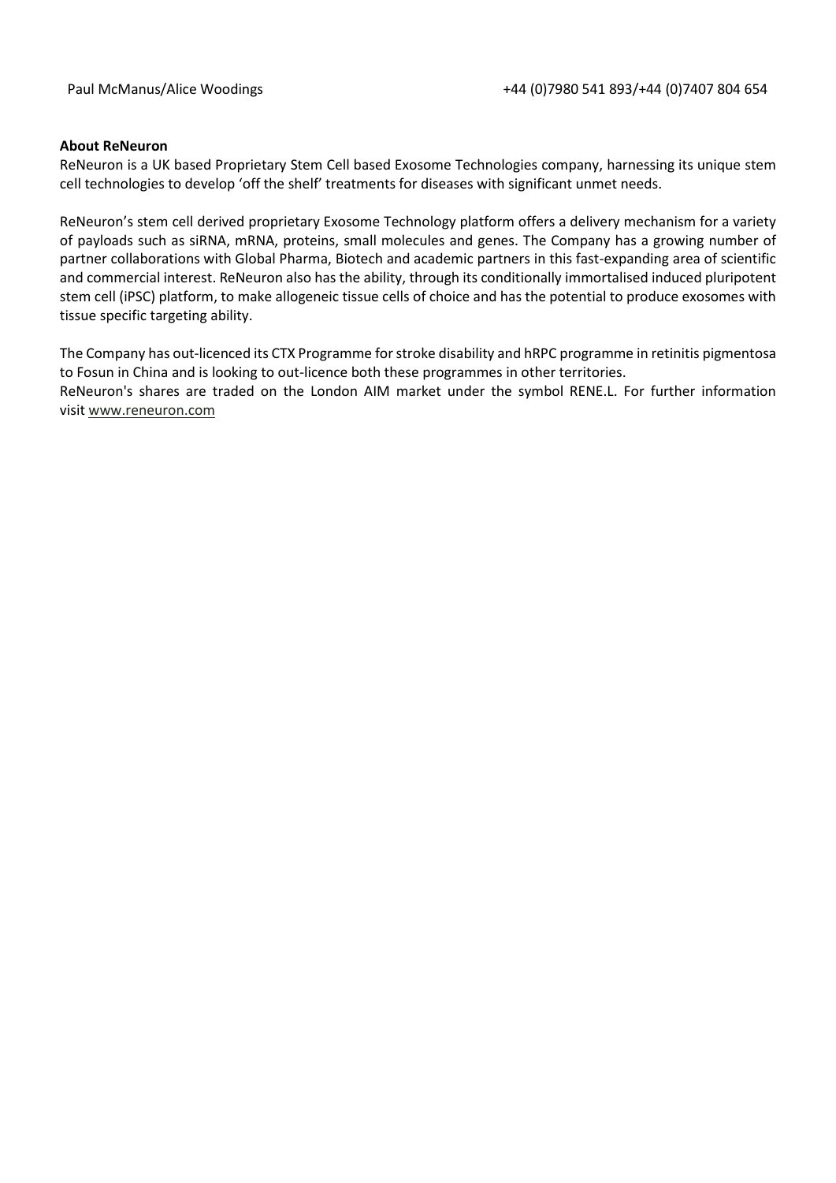Paul McManus/Alice Woodings +44 (0)7980 541 893/+44 (0)7407 804 654

**About ReNeuron**

ReNeuron is a UK based Proprietary Stem Cell based Exosome Technologies company, harnessing its unique stem cell technologies to develop 'off the shelf' treatments for diseases with significant unmet needs.

ReNeuron's stem cell derived proprietary Exosome Technology platform offers a delivery mechanism for a variety of payloads such as siRNA, mRNA, proteins, small molecules and genes. The Company has a growing number of partner collaborations with Global Pharma, Biotech and academic partners in this fast-expanding area of scientific and commercial interest. ReNeuron also has the ability, through its conditionally immortalised induced pluripotent stem cell (iPSC) platform, to make allogeneic tissue cells of choice and has the potential to produce exosomes with tissue specific targeting ability.

The Company has out-licenced its CTX Programme for stroke disability and hRPC programme in retinitis pigmentosa to Fosun in China and is looking to out-licence both these programmes in other territories.

ReNeuron's shares are traded on the London AIM market under the symbol RENE.L. For further information visit www.reneuron.com